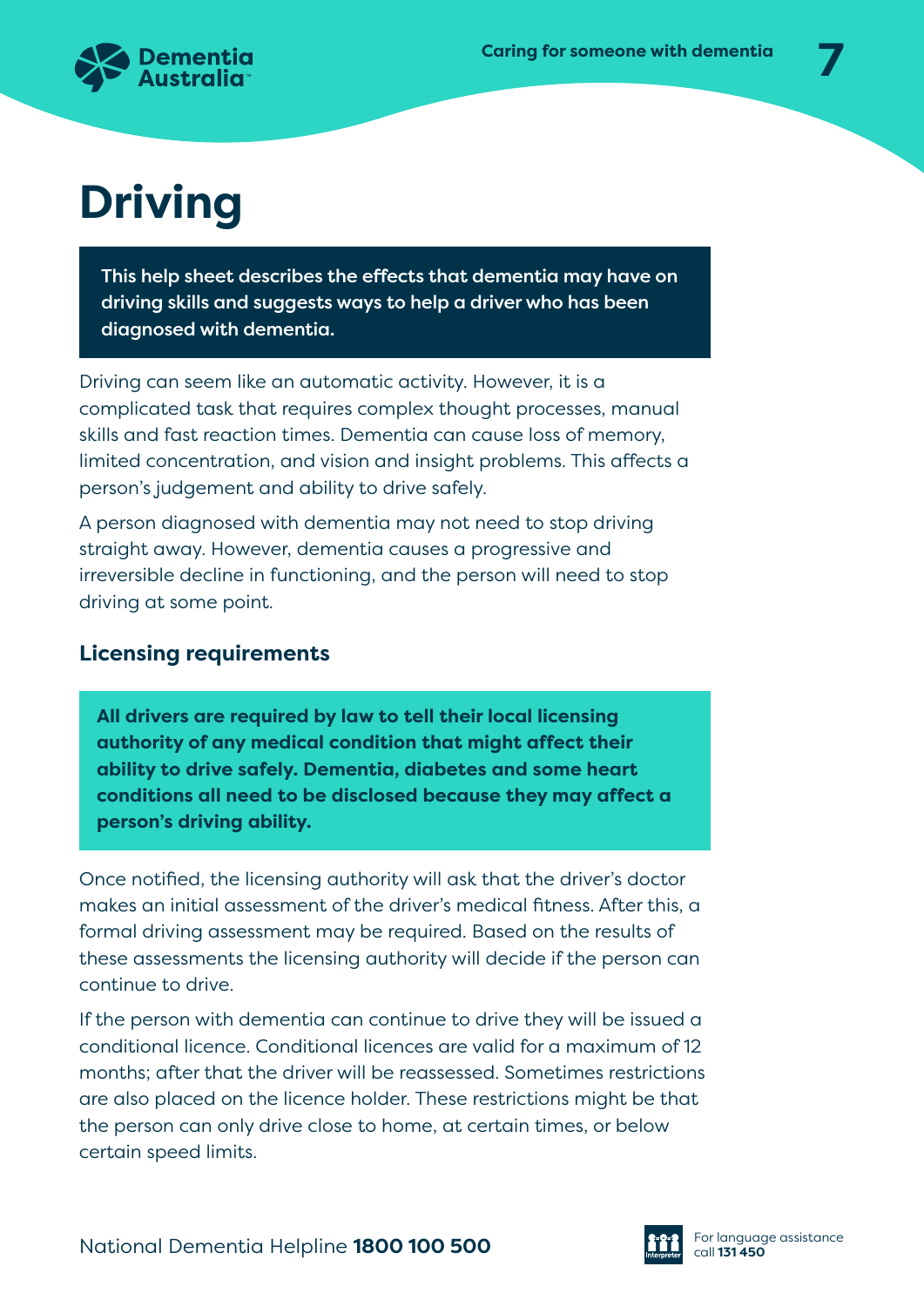# Driving

**This help sheet describes the effects that dementia may have on driving skills and suggests ways to help a driver who has been diagnosed with dementia.**

Driving can seem like an automatic activity. However, it is a complicated task that requires complex thought processes, manual skills and fast reaction times. Dementia can cause loss of memory, limited concentration, and vision and insight problems. This affects a person's judgement and ability to drive safely.

A person diagnosed with dementia may not need to stop driving straight away. However, dementia causes a progressive and irreversible decline in functioning, and the person will need to stop driving at some point.

## Licensing requirements

**All drivers are required by law to tell their local licensing authority of any medical condition that might affect their ability to drive safely. Dementia, diabetes and some heart conditions all need to be disclosed because they may affect a person's driving ability.**

Once notified, the licensing authority will ask that the driver's doctor makes an initial assessment of the driver's medical fitness. After this, a formal driving assessment may be required. Based on the results of these assessments the licensing authority will decide if the person can continue to drive.

If the person with dementia can continue to drive they will be issued a conditional licence. Conditional licences are valid for a maximum of 12 months; after that the driver will be reassessed. Sometimes restrictions are also placed on the licence holder. These restrictions might be that the person can only drive close to home, at certain times, or below certain speed limits.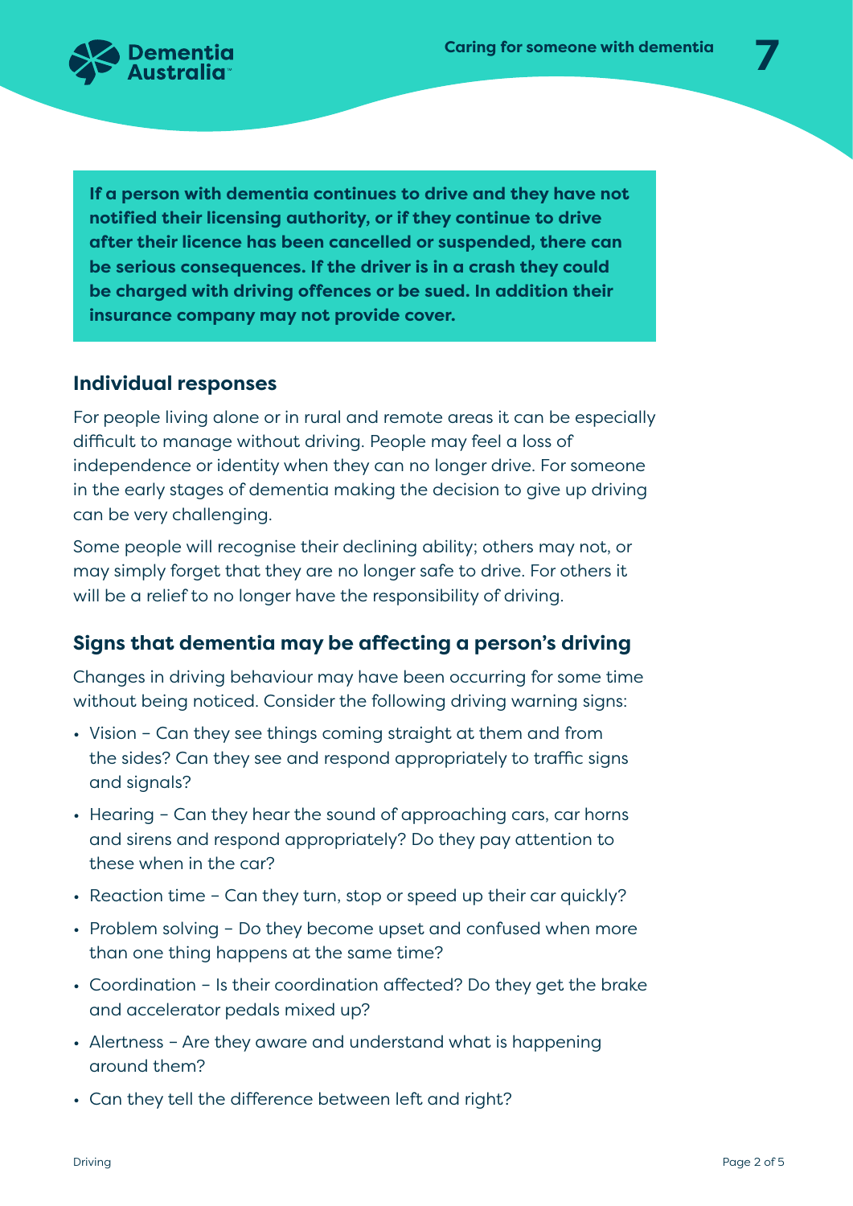**If a person with dementia continues to drive and they have not notified their licensing authority, or if they continue to drive after their licence has been cancelled or suspended, there can be serious consequences. If the driver is in a crash they could be charged with driving offences or be sued. In addition their insurance company may not provide cover.**

## Individual responses

For people living alone or in rural and remote areas it can be especially difficult to manage without driving. People may feel a loss of independence or identity when they can no longer drive. For someone in the early stages of dementia making the decision to give up driving can be very challenging.

Some people will recognise their declining ability; others may not, or may simply forget that they are no longer safe to drive. For others it will be a relief to no longer have the responsibility of driving.

## Signs that dementia may be affecting a person's driving

Changes in driving behaviour may have been occurring for some time without being noticed. Consider the following driving warning signs:

- Vision – Can they see things coming straight at them and from the sides? Can they see and respond appropriately to traffic signs and signals?
- Hearing – Can they hear the sound of approaching cars, car horns and sirens and respond appropriately? Do they pay attention to these when in the car?
- Reaction time – Can they turn, stop or speed up their car quickly?
- Problem solving – Do they become upset and confused when more than one thing happens at the same time?
- Coordination – Is their coordination affected? Do they get the brake and accelerator pedals mixed up?
- Alertness – Are they aware and understand what is happening around them?
- Can they tell the difference between left and right?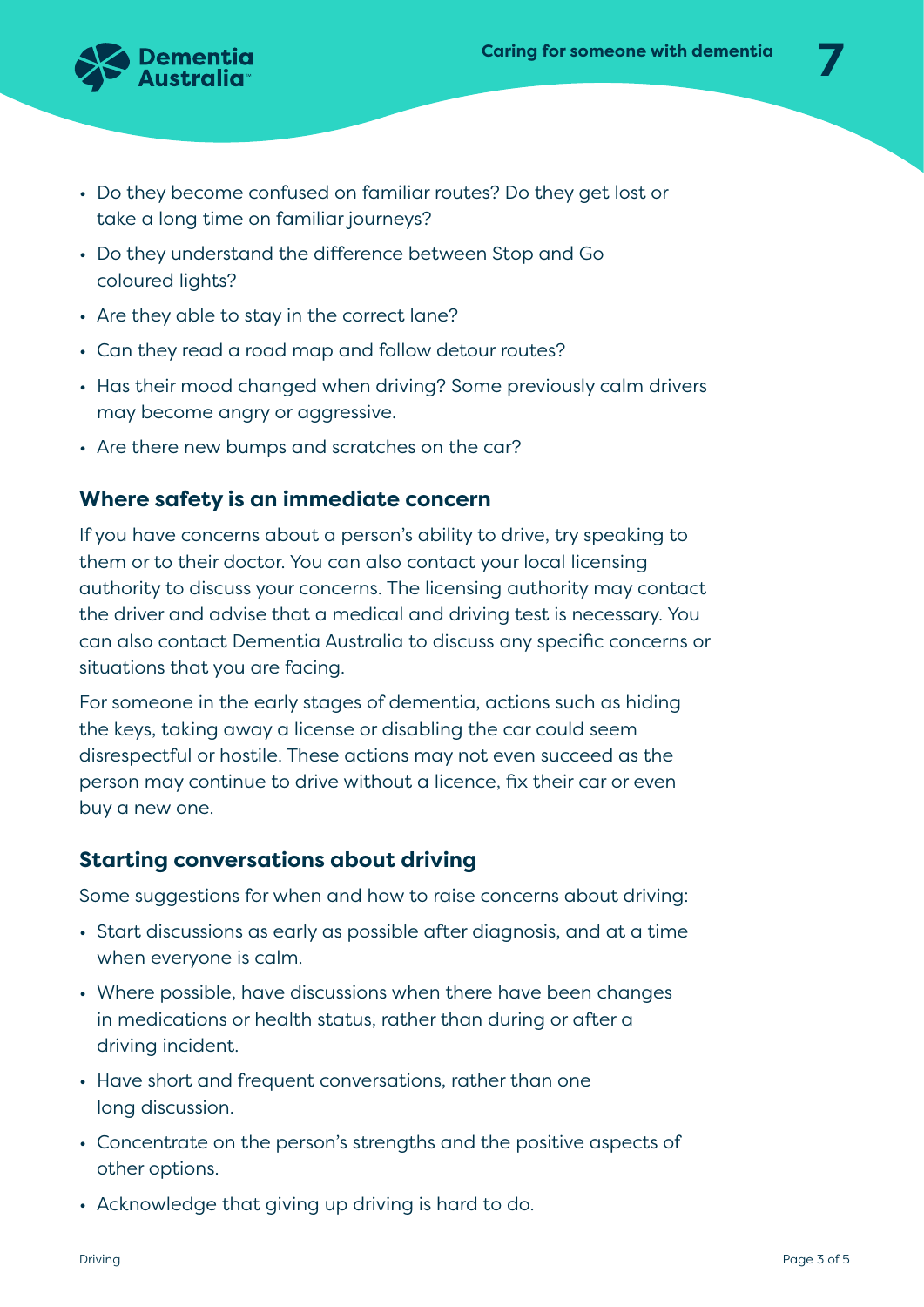- Do they become confused on familiar routes? Do they get lost or take a long time on familiar journeys?
- Do they understand the difference between Stop and Go coloured lights?
- Are they able to stay in the correct lane?
- Can they read a road map and follow detour routes?
- Has their mood changed when driving? Some previously calm drivers may become angry or aggressive.
- Are there new bumps and scratches on the car?

## Where safety is an immediate concern

If you have concerns about a person's ability to drive, try speaking to them or to their doctor. You can also contact your local licensing authority to discuss your concerns. The licensing authority may contact the driver and advise that a medical and driving test is necessary. You can also contact Dementia Australia to discuss any specific concerns or situations that you are facing.

For someone in the early stages of dementia, actions such as hiding the keys, taking away a license or disabling the car could seem disrespectful or hostile. These actions may not even succeed as the person may continue to drive without a licence, fix their car or even buy a new one.

## Starting conversations about driving

Some suggestions for when and how to raise concerns about driving:

- Start discussions as early as possible after diagnosis, and at a time when everyone is calm.
- Where possible, have discussions when there have been changes in medications or health status, rather than during or after a driving incident.
- Have short and frequent conversations, rather than one long discussion.
- Concentrate on the person's strengths and the positive aspects of other options.
- Acknowledge that giving up driving is hard to do.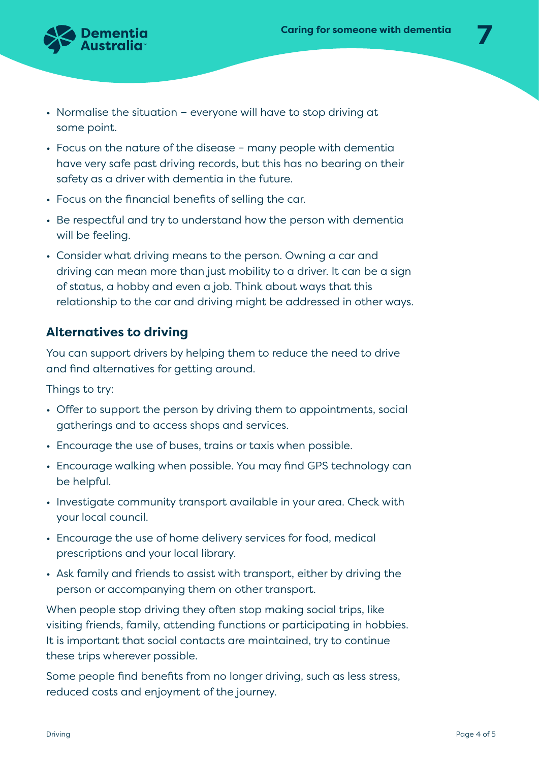- Normalise the situation – everyone will have to stop driving at some point.
- Focus on the nature of the disease – many people with dementia have very safe past driving records, but this has no bearing on their safety as a driver with dementia in the future.
- Focus on the financial benefits of selling the car.
- Be respectful and try to understand how the person with dementia will be feeling.
- Consider what driving means to the person. Owning a car and driving can mean more than just mobility to a driver. It can be a sign of status, a hobby and even a job. Think about ways that this relationship to the car and driving might be addressed in other ways.

## Alternatives to driving

You can support drivers by helping them to reduce the need to drive and find alternatives for getting around.

Things to try:

- Offer to support the person by driving them to appointments, social gatherings and to access shops and services.
- Encourage the use of buses, trains or taxis when possible.
- Encourage walking when possible. You may find GPS technology can be helpful.
- Investigate community transport available in your area. Check with your local council.
- Encourage the use of home delivery services for food, medical prescriptions and your local library.
- Ask family and friends to assist with transport, either by driving the person or accompanying them on other transport.

When people stop driving they often stop making social trips, like visiting friends, family, attending functions or participating in hobbies. It is important that social contacts are maintained, try to continue these trips wherever possible.

Some people find benefits from no longer driving, such as less stress, reduced costs and enjoyment of the journey.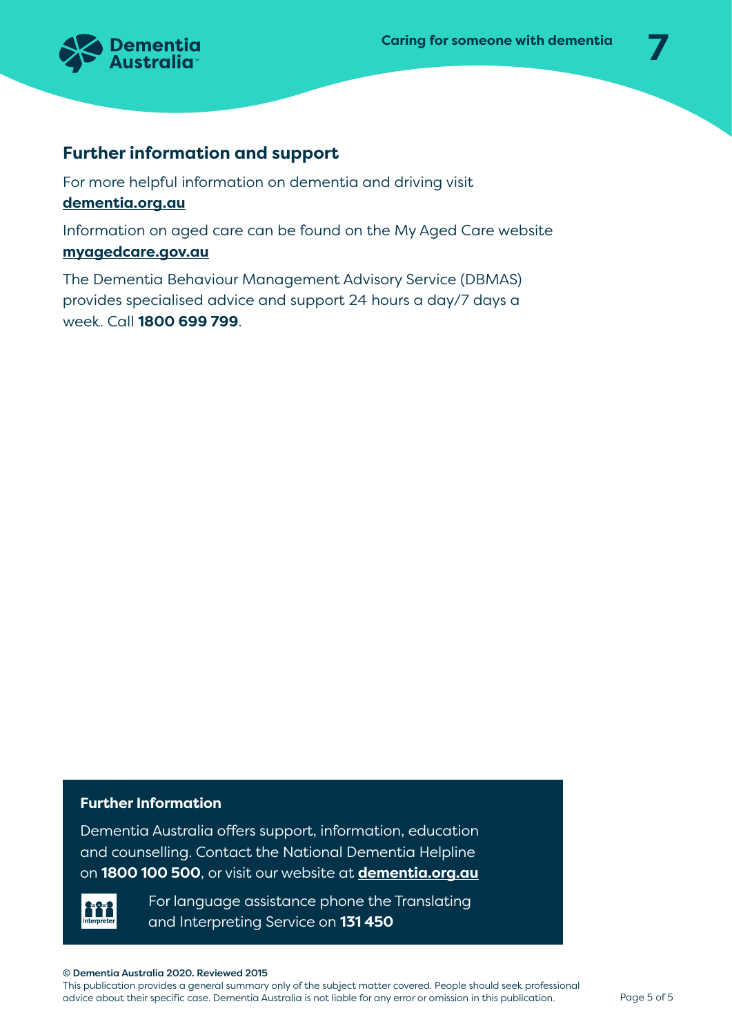## Further information and support

For more helpful information on dementia and driving visit **dementia.org.au**

Information on aged care can be found on the My Aged Care website **myagedcare.gov.au**

The Dementia Behaviour Management Advisory Service (DBMAS) provides specialised advice and support 24 hours a day/7 days a week. Call **1800 699 799**.

### Further Information

Dementia Australia offers support, information, education and counselling. Contact the National Dementia Helpline on **1800 100 500**, or visit our website at **dementia.org.au**

For language assistance phone the Translating and Interpreting Service on **131 450**

**© Dementia Australia 2020. Reviewed 2015**

This publication provides a general summary only of the subject matter covered. People should seek professional advice about their specific case. Dementia Australia is not liable for any error or omission in this publication.